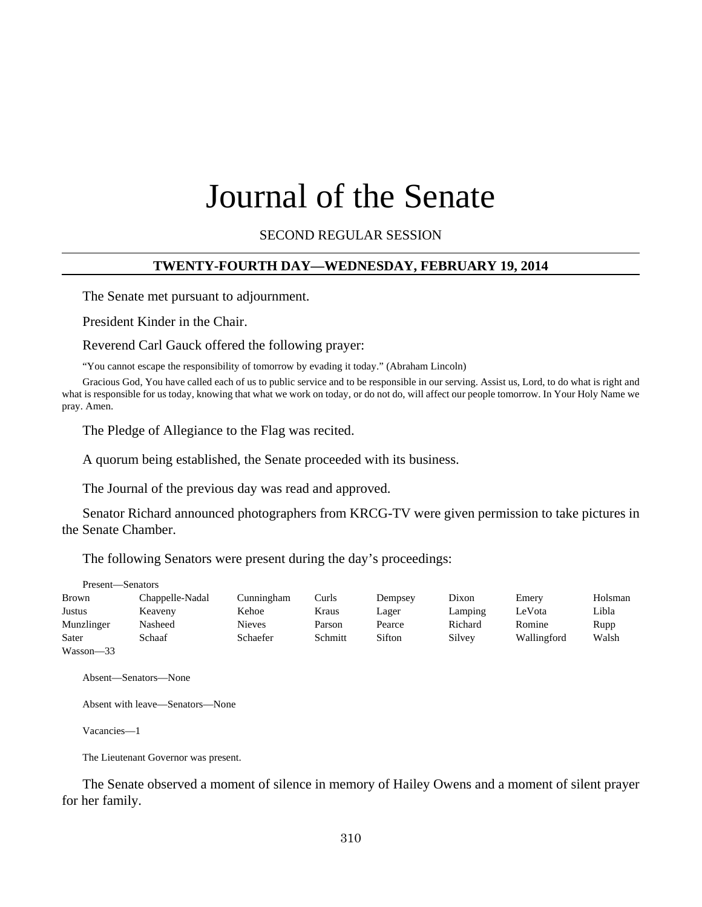# Journal of the Senate

SECOND REGULAR SESSION

## TWENTY-FOURTH DAY—WEDNESDAY, FEBRUARY 19, 2014

The Senate met pursuant to adjournment.

President Kinder in the Chair.

Reverend Carl Gauck offered the following prayer:

"You cannot escape the responsibility of tomorrow by evading it today." (Abraham Lincoln)

Gracious God, You have called each of us to public service and to be responsible in our serving. Assist us, Lord, to do what is right and what is responsible for us today, knowing that what we work on today, or do not do, will affect our people tomorrow. In Your Holy Name we pray. Amen.

The Pledge of Allegiance to the Flag was recited.

A quorum being established, the Senate proceeded with its business.

The Journal of the previous day was read and approved.

Senator Richard announced photographers from KRCG-TV were given permission to take pictures in the Senate Chamber.

The following Senators were present during the day's proceedings:

Present—Senators

| | | | | | | | |
|---|---|---|---|---|---|---|---|
| Brown | Chappelle-Nadal | Cunningham | Curls | Dempsey | Dixon | Emery | Holsman |
| Justus | Keaveny | Kehoe | Kraus | Lager | Lamping | LeVota | Libla |
| Munzlinger | Nasheed | Nieves | Parson | Pearce | Richard | Romine | Rupp |
| Sater | Schaaf | Schaefer | Schmitt | Sifton | Silvey | Wallingford | Walsh |
| Wasson—33 | | | | | | | |

Absent—Senators—None

Absent with leave—Senators—None

Vacancies—1

The Lieutenant Governor was present.

The Senate observed a moment of silence in memory of Hailey Owens and a moment of silent prayer for her family.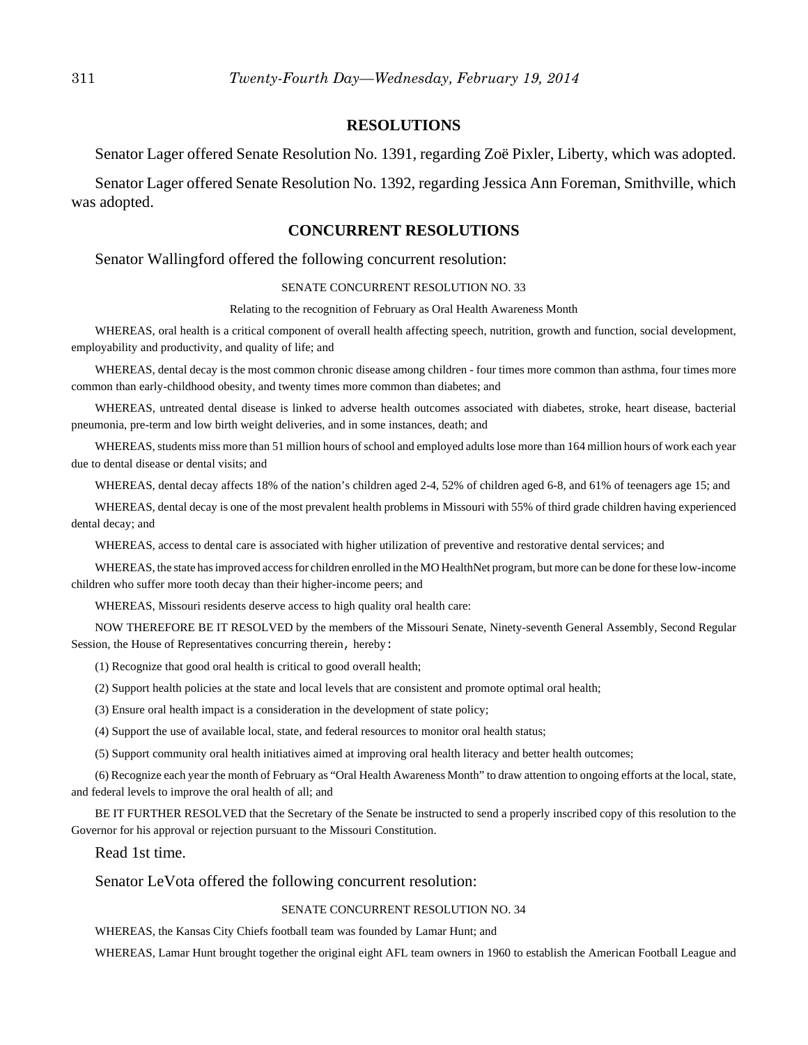## RESOLUTIONS

Senator Lager offered Senate Resolution No. 1391, regarding Zoë Pixler, Liberty, which was adopted.

Senator Lager offered Senate Resolution No. 1392, regarding Jessica Ann Foreman, Smithville, which was adopted.

## CONCURRENT RESOLUTIONS

Senator Wallingford offered the following concurrent resolution:

SENATE CONCURRENT RESOLUTION NO. 33

Relating to the recognition of February as Oral Health Awareness Month

WHEREAS, oral health is a critical component of overall health affecting speech, nutrition, growth and function, social development, employability and productivity, and quality of life; and

WHEREAS, dental decay is the most common chronic disease among children - four times more common than asthma, four times more common than early-childhood obesity, and twenty times more common than diabetes; and

WHEREAS, untreated dental disease is linked to adverse health outcomes associated with diabetes, stroke, heart disease, bacterial pneumonia, pre-term and low birth weight deliveries, and in some instances, death; and

WHEREAS, students miss more than 51 million hours of school and employed adults lose more than 164 million hours of work each year due to dental disease or dental visits; and

WHEREAS, dental decay affects 18% of the nation's children aged 2-4, 52% of children aged 6-8, and 61% of teenagers age 15; and

WHEREAS, dental decay is one of the most prevalent health problems in Missouri with 55% of third grade children having experienced dental decay; and

WHEREAS, access to dental care is associated with higher utilization of preventive and restorative dental services; and

WHEREAS, the state has improved access for children enrolled in the MO HealthNet program, but more can be done for these low-income children who suffer more tooth decay than their higher-income peers; and

WHEREAS, Missouri residents deserve access to high quality oral health care:

NOW THEREFORE BE IT RESOLVED by the members of the Missouri Senate, Ninety-seventh General Assembly, Second Regular Session, the House of Representatives concurring therein, hereby:

(1) Recognize that good oral health is critical to good overall health;

(2) Support health policies at the state and local levels that are consistent and promote optimal oral health;

(3) Ensure oral health impact is a consideration in the development of state policy;

(4) Support the use of available local, state, and federal resources to monitor oral health status;

(5) Support community oral health initiatives aimed at improving oral health literacy and better health outcomes;

(6) Recognize each year the month of February as "Oral Health Awareness Month" to draw attention to ongoing efforts at the local, state, and federal levels to improve the oral health of all; and

BE IT FURTHER RESOLVED that the Secretary of the Senate be instructed to send a properly inscribed copy of this resolution to the Governor for his approval or rejection pursuant to the Missouri Constitution.

Read 1st time.

Senator LeVota offered the following concurrent resolution:

SENATE CONCURRENT RESOLUTION NO. 34

WHEREAS, the Kansas City Chiefs football team was founded by Lamar Hunt; and

WHEREAS, Lamar Hunt brought together the original eight AFL team owners in 1960 to establish the American Football League and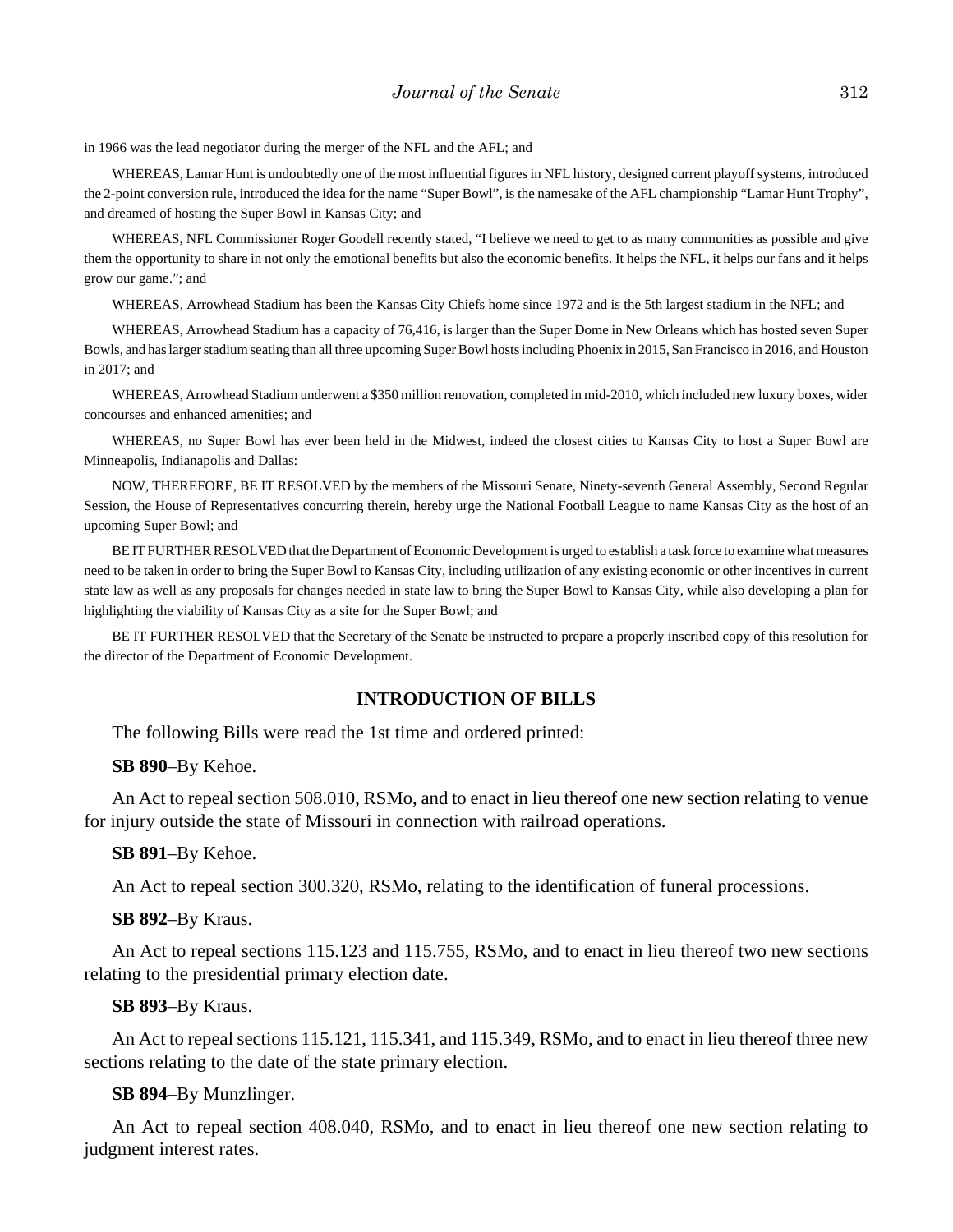in 1966 was the lead negotiator during the merger of the NFL and the AFL; and

WHEREAS, Lamar Hunt is undoubtedly one of the most influential figures in NFL history, designed current playoff systems, introduced the 2-point conversion rule, introduced the idea for the name "Super Bowl", is the namesake of the AFL championship "Lamar Hunt Trophy", and dreamed of hosting the Super Bowl in Kansas City; and

WHEREAS, NFL Commissioner Roger Goodell recently stated, "I believe we need to get to as many communities as possible and give them the opportunity to share in not only the emotional benefits but also the economic benefits. It helps the NFL, it helps our fans and it helps grow our game."; and

WHEREAS, Arrowhead Stadium has been the Kansas City Chiefs home since 1972 and is the 5th largest stadium in the NFL; and

WHEREAS, Arrowhead Stadium has a capacity of 76,416, is larger than the Super Dome in New Orleans which has hosted seven Super Bowls, and has larger stadium seating than all three upcoming Super Bowl hosts including Phoenix in 2015, San Francisco in 2016, and Houston in 2017; and

WHEREAS, Arrowhead Stadium underwent a $350 million renovation, completed in mid-2010, which included new luxury boxes, wider concourses and enhanced amenities; and

WHEREAS, no Super Bowl has ever been held in the Midwest, indeed the closest cities to Kansas City to host a Super Bowl are Minneapolis, Indianapolis and Dallas:

NOW, THEREFORE, BE IT RESOLVED by the members of the Missouri Senate, Ninety-seventh General Assembly, Second Regular Session, the House of Representatives concurring therein, hereby urge the National Football League to name Kansas City as the host of an upcoming Super Bowl; and

BE IT FURTHER RESOLVED that the Department of Economic Development is urged to establish a task force to examine what measures need to be taken in order to bring the Super Bowl to Kansas City, including utilization of any existing economic or other incentives in current state law as well as any proposals for changes needed in state law to bring the Super Bowl to Kansas City, while also developing a plan for highlighting the viability of Kansas City as a site for the Super Bowl; and

BE IT FURTHER RESOLVED that the Secretary of the Senate be instructed to prepare a properly inscribed copy of this resolution for the director of the Department of Economic Development.

## INTRODUCTION OF BILLS

The following Bills were read the 1st time and ordered printed:

**SB 890**–By Kehoe.

An Act to repeal section 508.010, RSMo, and to enact in lieu thereof one new section relating to venue for injury outside the state of Missouri in connection with railroad operations.

**SB 891**–By Kehoe.

An Act to repeal section 300.320, RSMo, relating to the identification of funeral processions.

**SB 892**–By Kraus.

An Act to repeal sections 115.123 and 115.755, RSMo, and to enact in lieu thereof two new sections relating to the presidential primary election date.

**SB 893**–By Kraus.

An Act to repeal sections 115.121, 115.341, and 115.349, RSMo, and to enact in lieu thereof three new sections relating to the date of the state primary election.

**SB 894**–By Munzlinger.

An Act to repeal section 408.040, RSMo, and to enact in lieu thereof one new section relating to judgment interest rates.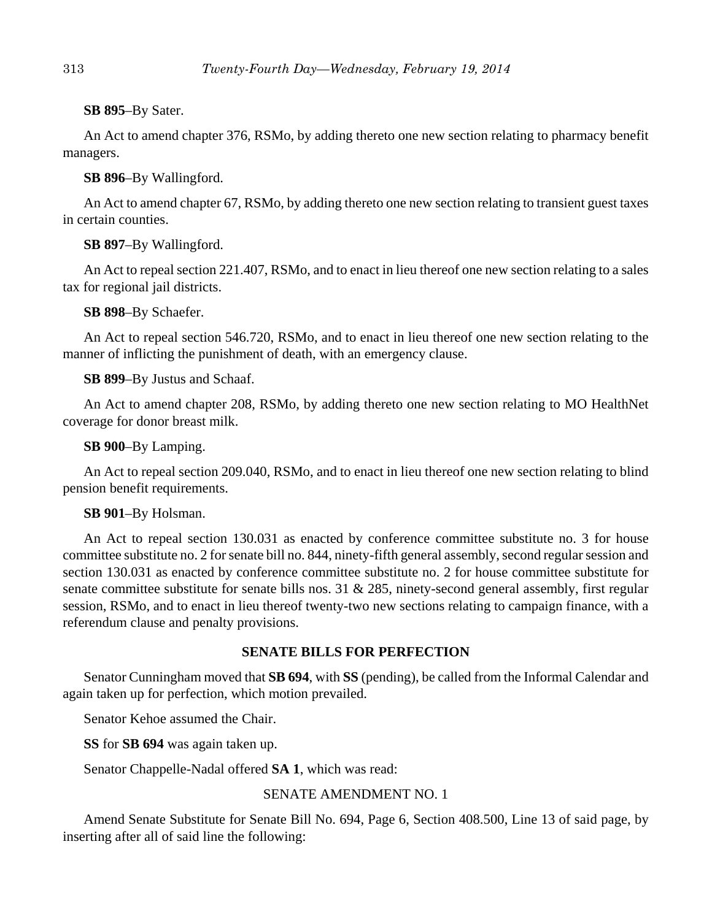**SB 895**–By Sater.

An Act to amend chapter 376, RSMo, by adding thereto one new section relating to pharmacy benefit managers.

**SB 896**–By Wallingford.

An Act to amend chapter 67, RSMo, by adding thereto one new section relating to transient guest taxes in certain counties.

**SB 897**–By Wallingford.

An Act to repeal section 221.407, RSMo, and to enact in lieu thereof one new section relating to a sales tax for regional jail districts.

**SB 898**–By Schaefer.

An Act to repeal section 546.720, RSMo, and to enact in lieu thereof one new section relating to the manner of inflicting the punishment of death, with an emergency clause.

**SB 899**–By Justus and Schaaf.

An Act to amend chapter 208, RSMo, by adding thereto one new section relating to MO HealthNet coverage for donor breast milk.

**SB 900**–By Lamping.

An Act to repeal section 209.040, RSMo, and to enact in lieu thereof one new section relating to blind pension benefit requirements.

**SB 901**–By Holsman.

An Act to repeal section 130.031 as enacted by conference committee substitute no. 3 for house committee substitute no. 2 for senate bill no. 844, ninety-fifth general assembly, second regular session and section 130.031 as enacted by conference committee substitute no. 2 for house committee substitute for senate committee substitute for senate bills nos. 31 & 285, ninety-second general assembly, first regular session, RSMo, and to enact in lieu thereof twenty-two new sections relating to campaign finance, with a referendum clause and penalty provisions.

## SENATE BILLS FOR PERFECTION

Senator Cunningham moved that **SB 694**, with **SS** (pending), be called from the Informal Calendar and again taken up for perfection, which motion prevailed.

Senator Kehoe assumed the Chair.

**SS** for **SB 694** was again taken up.

Senator Chappelle-Nadal offered **SA 1**, which was read:

SENATE AMENDMENT NO. 1

Amend Senate Substitute for Senate Bill No. 694, Page 6, Section 408.500, Line 13 of said page, by inserting after all of said line the following: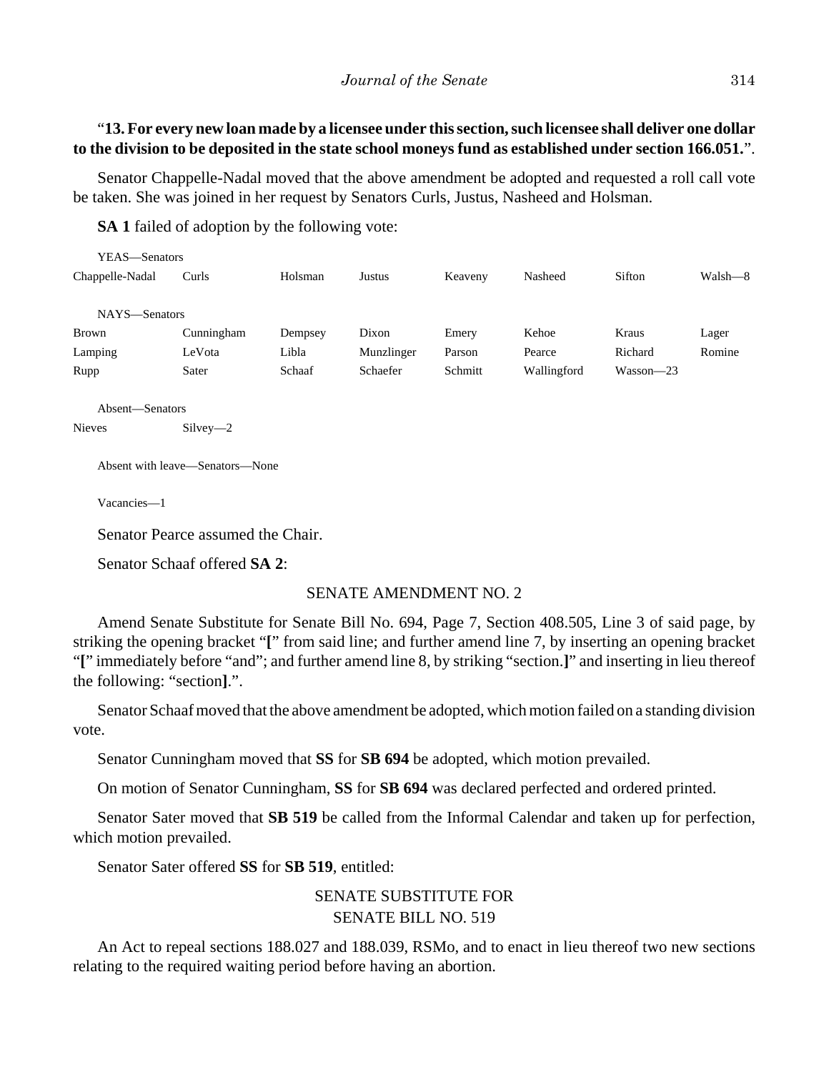"**13. For every new loan made by a licensee under this section, such licensee shall deliver one dollar to the division to be deposited in the state school moneys fund as established under section 166.051.**".

Senator Chappelle-Nadal moved that the above amendment be adopted and requested a roll call vote be taken. She was joined in her request by Senators Curls, Justus, Nasheed and Holsman.

**SA 1** failed of adoption by the following vote:

YEAS—Senators

| | | | | | | | |
|---|---|---|---|---|---|---|---|
| Chappelle-Nadal | Curls | Holsman | Justus | Keaveny | Nasheed | Sifton | Walsh—8 |

NAYS—Senators

| | | | | | | | |
|---|---|---|---|---|---|---|---|
| Brown | Cunningham | Dempsey | Dixon | Emery | Kehoe | Kraus | Lager |
| Lamping | LeVota | Libla | Munzlinger | Parson | Pearce | Richard | Romine |
| Rupp | Sater | Schaaf | Schaefer | Schmitt | Wallingford | Wasson—23 | |

Absent—Senators

Nieves Silvey—2

Absent with leave—Senators—None

Vacancies—1

Senator Pearce assumed the Chair.

Senator Schaaf offered **SA 2**:

SENATE AMENDMENT NO. 2

Amend Senate Substitute for Senate Bill No. 694, Page 7, Section 408.505, Line 3 of said page, by striking the opening bracket "**[**" from said line; and further amend line 7, by inserting an opening bracket "**[**" immediately before "and"; and further amend line 8, by striking "section.**]**" and inserting in lieu thereof the following: "section**]**.".

Senator Schaaf moved that the above amendment be adopted, which motion failed on a standing division vote.

Senator Cunningham moved that **SS** for **SB 694** be adopted, which motion prevailed.

On motion of Senator Cunningham, **SS** for **SB 694** was declared perfected and ordered printed.

Senator Sater moved that **SB 519** be called from the Informal Calendar and taken up for perfection, which motion prevailed.

Senator Sater offered **SS** for **SB 519**, entitled:

SENATE SUBSTITUTE FOR
SENATE BILL NO. 519

An Act to repeal sections 188.027 and 188.039, RSMo, and to enact in lieu thereof two new sections relating to the required waiting period before having an abortion.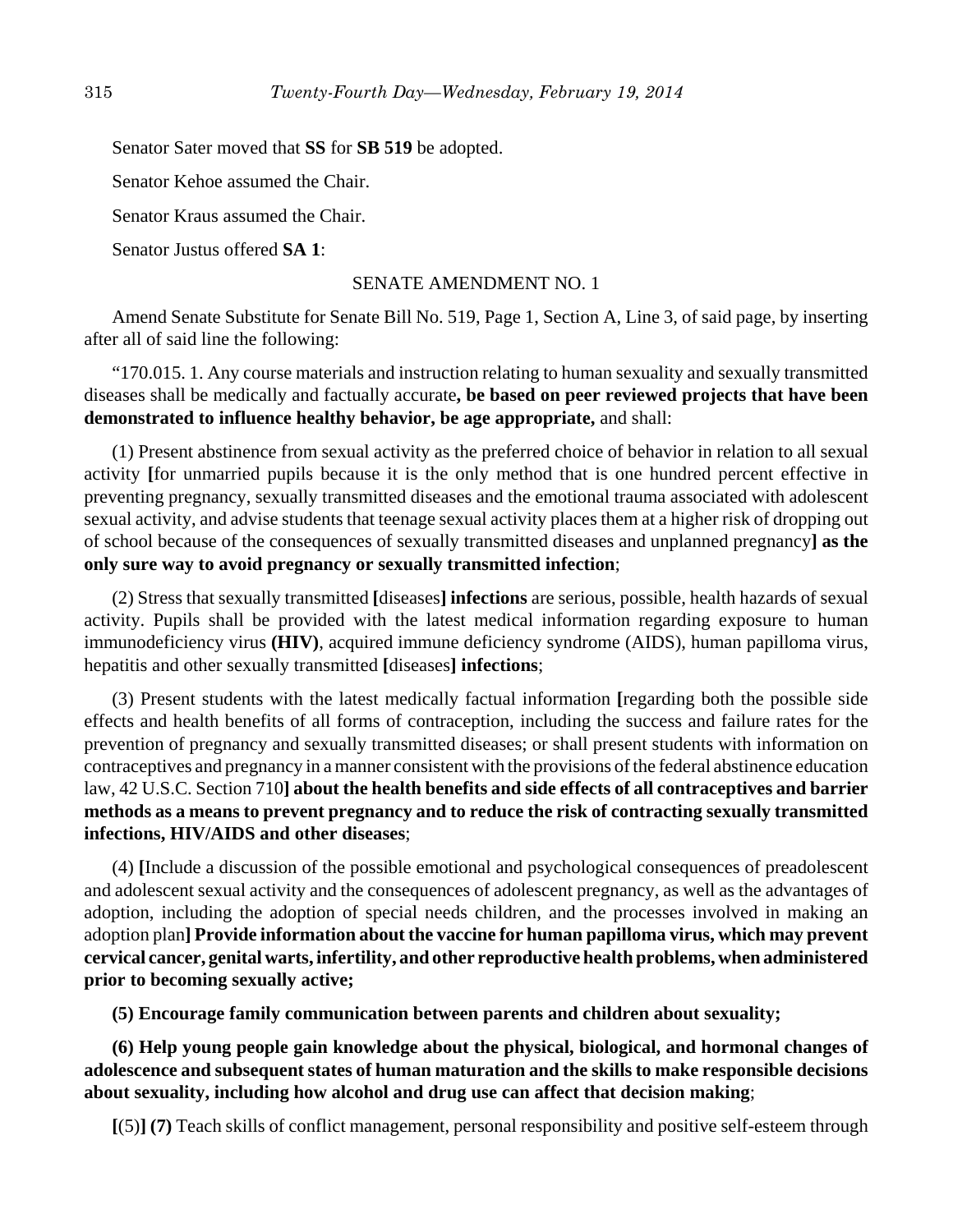Senator Sater moved that **SS** for **SB 519** be adopted.

Senator Kehoe assumed the Chair.

Senator Kraus assumed the Chair.

Senator Justus offered **SA 1**:

SENATE AMENDMENT NO. 1

Amend Senate Substitute for Senate Bill No. 519, Page 1, Section A, Line 3, of said page, by inserting after all of said line the following:

"170.015. 1. Any course materials and instruction relating to human sexuality and sexually transmitted diseases shall be medically and factually accurate**, be based on peer reviewed projects that have been demonstrated to influence healthy behavior, be age appropriate,** and shall:

(1) Present abstinence from sexual activity as the preferred choice of behavior in relation to all sexual activity **[**for unmarried pupils because it is the only method that is one hundred percent effective in preventing pregnancy, sexually transmitted diseases and the emotional trauma associated with adolescent sexual activity, and advise students that teenage sexual activity places them at a higher risk of dropping out of school because of the consequences of sexually transmitted diseases and unplanned pregnancy**] as the only sure way to avoid pregnancy or sexually transmitted infection**;

(2) Stress that sexually transmitted **[**diseases**] infections** are serious, possible, health hazards of sexual activity. Pupils shall be provided with the latest medical information regarding exposure to human immunodeficiency virus **(HIV)**, acquired immune deficiency syndrome (AIDS), human papilloma virus, hepatitis and other sexually transmitted **[**diseases**] infections**;

(3) Present students with the latest medically factual information **[**regarding both the possible side effects and health benefits of all forms of contraception, including the success and failure rates for the prevention of pregnancy and sexually transmitted diseases; or shall present students with information on contraceptives and pregnancy in a manner consistent with the provisions of the federal abstinence education law, 42 U.S.C. Section 710**] about the health benefits and side effects of all contraceptives and barrier methods as a means to prevent pregnancy and to reduce the risk of contracting sexually transmitted infections, HIV/AIDS and other diseases**;

(4) **[**Include a discussion of the possible emotional and psychological consequences of preadolescent and adolescent sexual activity and the consequences of adolescent pregnancy, as well as the advantages of adoption, including the adoption of special needs children, and the processes involved in making an adoption plan**] Provide information about the vaccine for human papilloma virus, which may prevent cervical cancer, genital warts, infertility, and other reproductive health problems, when administered prior to becoming sexually active;**

**(5) Encourage family communication between parents and children about sexuality;**

**(6) Help young people gain knowledge about the physical, biological, and hormonal changes of adolescence and subsequent states of human maturation and the skills to make responsible decisions about sexuality, including how alcohol and drug use can affect that decision making**;

**[**(5)**] (7)** Teach skills of conflict management, personal responsibility and positive self-esteem through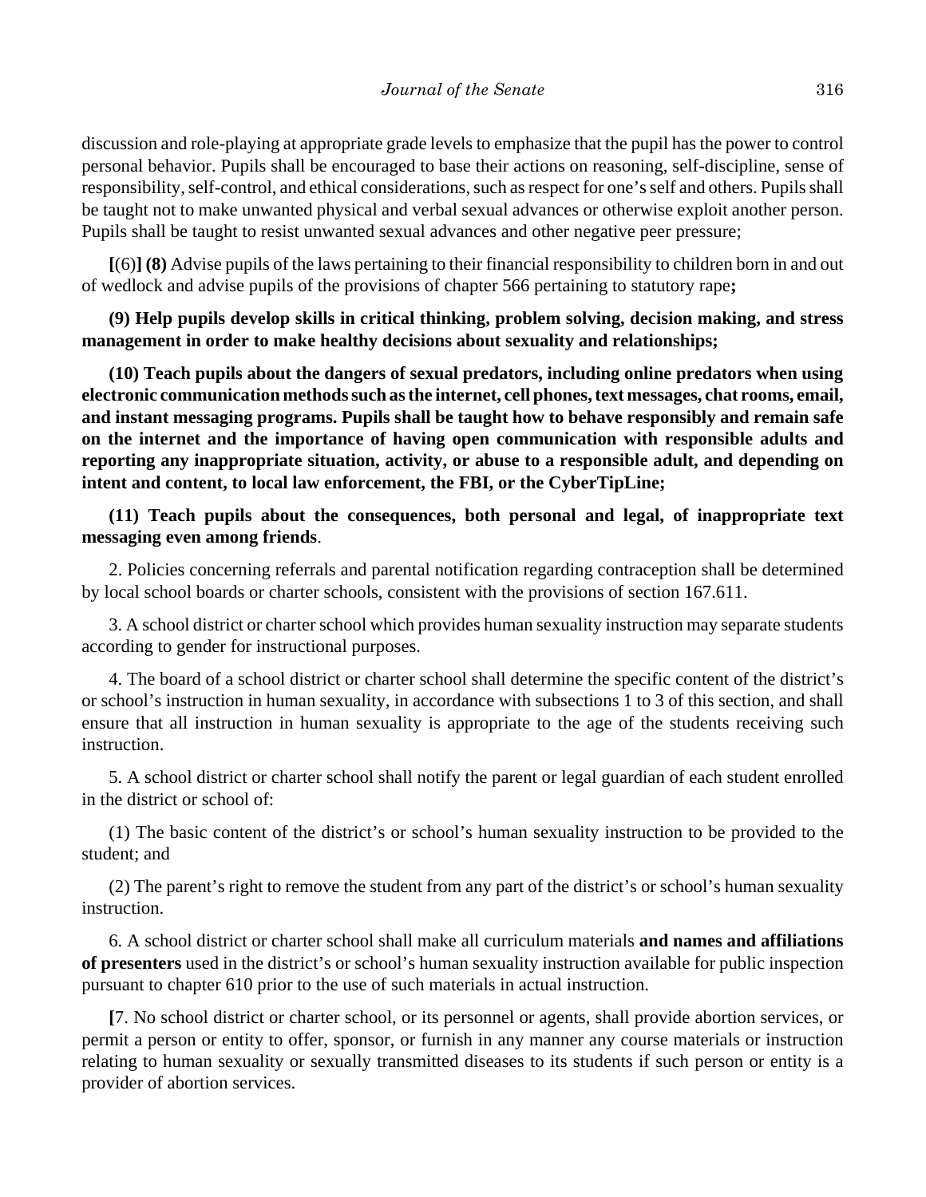discussion and role-playing at appropriate grade levels to emphasize that the pupil has the power to control personal behavior. Pupils shall be encouraged to base their actions on reasoning, self-discipline, sense of responsibility, self-control, and ethical considerations, such as respect for one's self and others. Pupils shall be taught not to make unwanted physical and verbal sexual advances or otherwise exploit another person. Pupils shall be taught to resist unwanted sexual advances and other negative peer pressure;

**[**(6)**] (8)** Advise pupils of the laws pertaining to their financial responsibility to children born in and out of wedlock and advise pupils of the provisions of chapter 566 pertaining to statutory rape**;**

**(9) Help pupils develop skills in critical thinking, problem solving, decision making, and stress management in order to make healthy decisions about sexuality and relationships;**

**(10) Teach pupils about the dangers of sexual predators, including online predators when using electronic communication methods such as the internet, cell phones, text messages, chat rooms, email, and instant messaging programs. Pupils shall be taught how to behave responsibly and remain safe on the internet and the importance of having open communication with responsible adults and reporting any inappropriate situation, activity, or abuse to a responsible adult, and depending on intent and content, to local law enforcement, the FBI, or the CyberTipLine;**

**(11) Teach pupils about the consequences, both personal and legal, of inappropriate text messaging even among friends**.

2. Policies concerning referrals and parental notification regarding contraception shall be determined by local school boards or charter schools, consistent with the provisions of section 167.611.

3. A school district or charter school which provides human sexuality instruction may separate students according to gender for instructional purposes.

4. The board of a school district or charter school shall determine the specific content of the district's or school's instruction in human sexuality, in accordance with subsections 1 to 3 of this section, and shall ensure that all instruction in human sexuality is appropriate to the age of the students receiving such instruction.

5. A school district or charter school shall notify the parent or legal guardian of each student enrolled in the district or school of:

(1) The basic content of the district's or school's human sexuality instruction to be provided to the student; and

(2) The parent's right to remove the student from any part of the district's or school's human sexuality instruction.

6. A school district or charter school shall make all curriculum materials **and names and affiliations of presenters** used in the district's or school's human sexuality instruction available for public inspection pursuant to chapter 610 prior to the use of such materials in actual instruction.

**[**7. No school district or charter school, or its personnel or agents, shall provide abortion services, or permit a person or entity to offer, sponsor, or furnish in any manner any course materials or instruction relating to human sexuality or sexually transmitted diseases to its students if such person or entity is a provider of abortion services.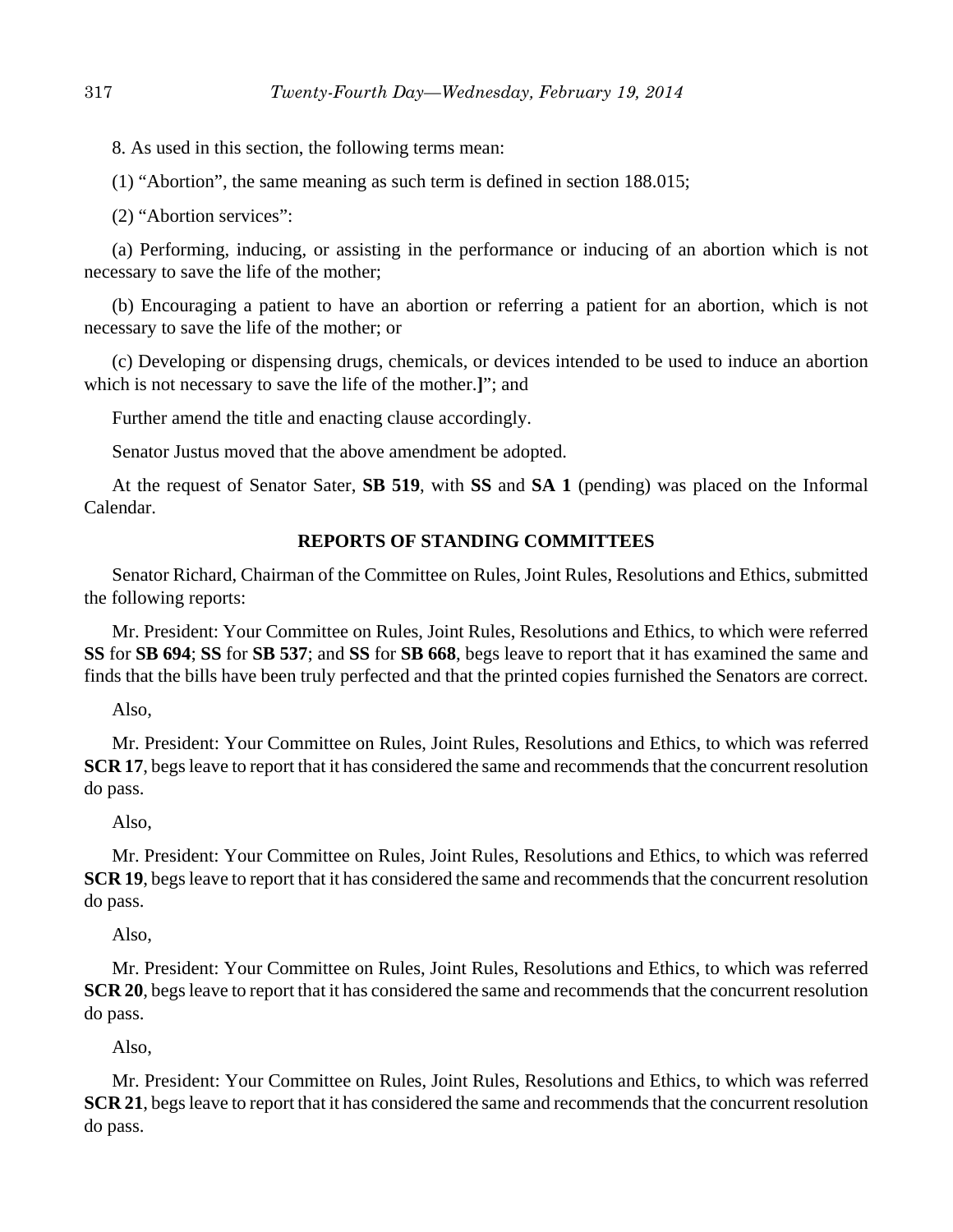8. As used in this section, the following terms mean:

(1) "Abortion", the same meaning as such term is defined in section 188.015;

(2) "Abortion services":

(a) Performing, inducing, or assisting in the performance or inducing of an abortion which is not necessary to save the life of the mother;

(b) Encouraging a patient to have an abortion or referring a patient for an abortion, which is not necessary to save the life of the mother; or

(c) Developing or dispensing drugs, chemicals, or devices intended to be used to induce an abortion which is not necessary to save the life of the mother.**]**"; and

Further amend the title and enacting clause accordingly.

Senator Justus moved that the above amendment be adopted.

At the request of Senator Sater, **SB 519**, with **SS** and **SA 1** (pending) was placed on the Informal Calendar.

## REPORTS OF STANDING COMMITTEES

Senator Richard, Chairman of the Committee on Rules, Joint Rules, Resolutions and Ethics, submitted the following reports:

Mr. President: Your Committee on Rules, Joint Rules, Resolutions and Ethics, to which were referred **SS** for **SB 694**; **SS** for **SB 537**; and **SS** for **SB 668**, begs leave to report that it has examined the same and finds that the bills have been truly perfected and that the printed copies furnished the Senators are correct.

Also,

Mr. President: Your Committee on Rules, Joint Rules, Resolutions and Ethics, to which was referred **SCR 17**, begs leave to report that it has considered the same and recommends that the concurrent resolution do pass.

Also,

Mr. President: Your Committee on Rules, Joint Rules, Resolutions and Ethics, to which was referred **SCR 19**, begs leave to report that it has considered the same and recommends that the concurrent resolution do pass.

Also,

Mr. President: Your Committee on Rules, Joint Rules, Resolutions and Ethics, to which was referred **SCR 20**, begs leave to report that it has considered the same and recommends that the concurrent resolution do pass.

Also,

Mr. President: Your Committee on Rules, Joint Rules, Resolutions and Ethics, to which was referred **SCR 21**, begs leave to report that it has considered the same and recommends that the concurrent resolution do pass.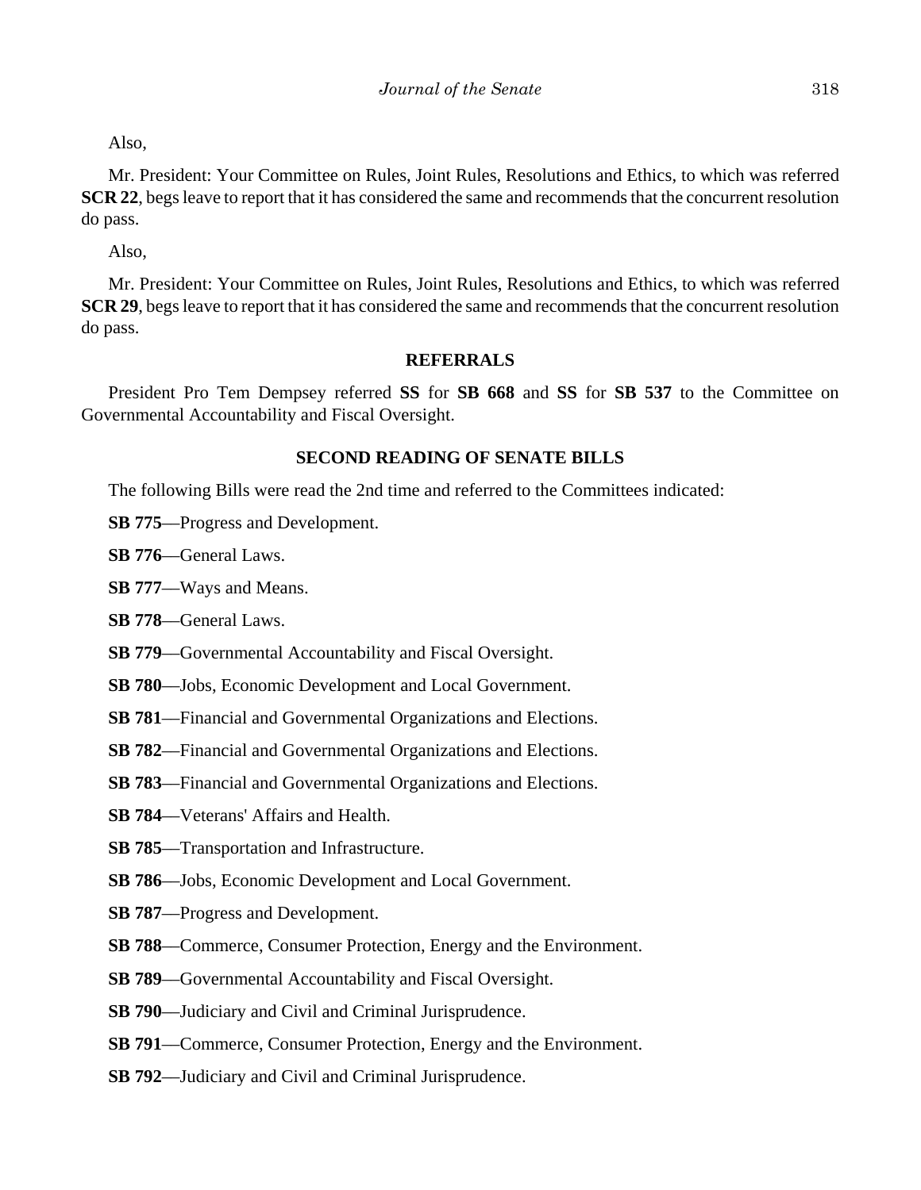Also,

Mr. President: Your Committee on Rules, Joint Rules, Resolutions and Ethics, to which was referred **SCR 22**, begs leave to report that it has considered the same and recommends that the concurrent resolution do pass.

Also,

Mr. President: Your Committee on Rules, Joint Rules, Resolutions and Ethics, to which was referred **SCR 29**, begs leave to report that it has considered the same and recommends that the concurrent resolution do pass.

## REFERRALS

President Pro Tem Dempsey referred **SS** for **SB 668** and **SS** for **SB 537** to the Committee on Governmental Accountability and Fiscal Oversight.

## SECOND READING OF SENATE BILLS

The following Bills were read the 2nd time and referred to the Committees indicated:

**SB 775**—Progress and Development.

**SB 776**—General Laws.

**SB 777**—Ways and Means.

**SB 778**—General Laws.

**SB 779**—Governmental Accountability and Fiscal Oversight.

**SB 780**—Jobs, Economic Development and Local Government.

**SB 781**—Financial and Governmental Organizations and Elections.

**SB 782**—Financial and Governmental Organizations and Elections.

**SB 783**—Financial and Governmental Organizations and Elections.

**SB 784**—Veterans' Affairs and Health.

**SB 785**—Transportation and Infrastructure.

**SB 786**—Jobs, Economic Development and Local Government.

**SB 787**—Progress and Development.

**SB 788**—Commerce, Consumer Protection, Energy and the Environment.

**SB 789**—Governmental Accountability and Fiscal Oversight.

**SB 790**—Judiciary and Civil and Criminal Jurisprudence.

**SB 791**—Commerce, Consumer Protection, Energy and the Environment.

**SB 792**—Judiciary and Civil and Criminal Jurisprudence.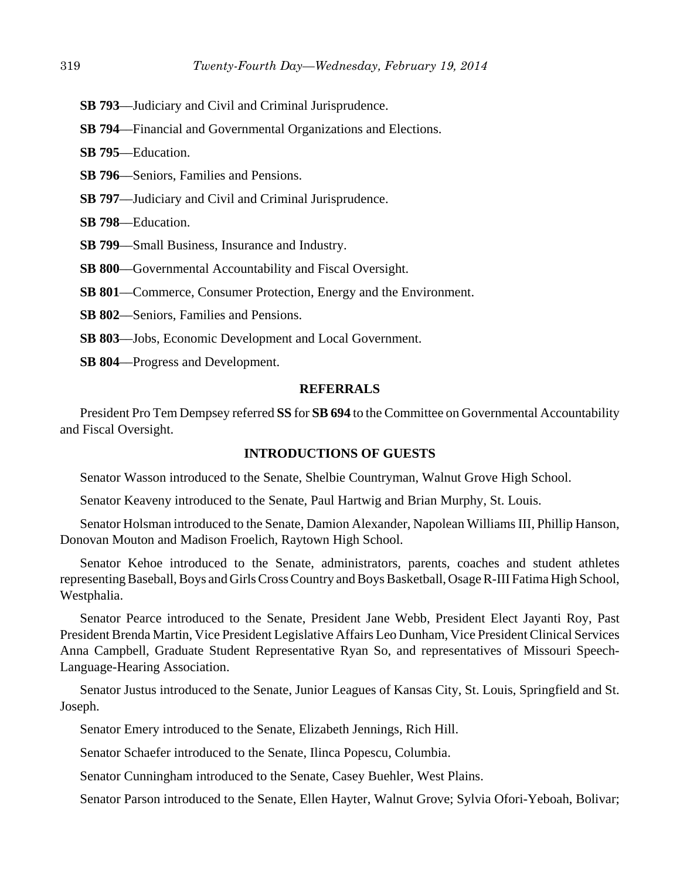**SB 793**—Judiciary and Civil and Criminal Jurisprudence.

**SB 794**—Financial and Governmental Organizations and Elections.

**SB 795**—Education.

**SB 796**—Seniors, Families and Pensions.

**SB 797**—Judiciary and Civil and Criminal Jurisprudence.

**SB 798**—Education.

**SB 799**—Small Business, Insurance and Industry.

**SB 800**—Governmental Accountability and Fiscal Oversight.

**SB 801**—Commerce, Consumer Protection, Energy and the Environment.

**SB 802**—Seniors, Families and Pensions.

**SB 803**—Jobs, Economic Development and Local Government.

**SB 804**—Progress and Development.

**REFERRALS**

President Pro Tem Dempsey referred **SS** for **SB 694** to the Committee on Governmental Accountability and Fiscal Oversight.

**INTRODUCTIONS OF GUESTS**

Senator Wasson introduced to the Senate, Shelbie Countryman, Walnut Grove High School.

Senator Keaveny introduced to the Senate, Paul Hartwig and Brian Murphy, St. Louis.

Senator Holsman introduced to the Senate, Damion Alexander, Napolean Williams III, Phillip Hanson, Donovan Mouton and Madison Froelich, Raytown High School.

Senator Kehoe introduced to the Senate, administrators, parents, coaches and student athletes representing Baseball, Boys and Girls Cross Country and Boys Basketball, Osage R-III Fatima High School, Westphalia.

Senator Pearce introduced to the Senate, President Jane Webb, President Elect Jayanti Roy, Past President Brenda Martin, Vice President Legislative Affairs Leo Dunham, Vice President Clinical Services Anna Campbell, Graduate Student Representative Ryan So, and representatives of Missouri Speech-Language-Hearing Association.

Senator Justus introduced to the Senate, Junior Leagues of Kansas City, St. Louis, Springfield and St. Joseph.

Senator Emery introduced to the Senate, Elizabeth Jennings, Rich Hill.

Senator Schaefer introduced to the Senate, Ilinca Popescu, Columbia.

Senator Cunningham introduced to the Senate, Casey Buehler, West Plains.

Senator Parson introduced to the Senate, Ellen Hayter, Walnut Grove; Sylvia Ofori-Yeboah, Bolivar;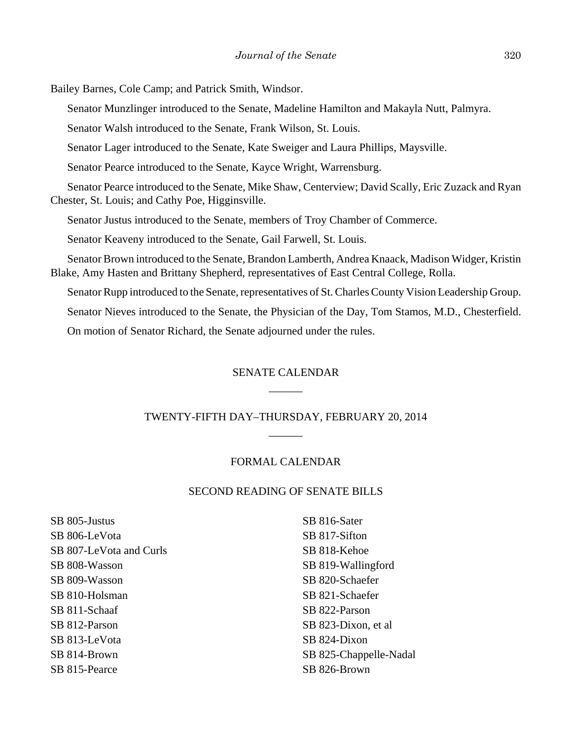Bailey Barnes, Cole Camp; and Patrick Smith, Windsor.

Senator Munzlinger introduced to the Senate, Madeline Hamilton and Makayla Nutt, Palmyra.

Senator Walsh introduced to the Senate, Frank Wilson, St. Louis.

Senator Lager introduced to the Senate, Kate Sweiger and Laura Phillips, Maysville.

Senator Pearce introduced to the Senate, Kayce Wright, Warrensburg.

Senator Pearce introduced to the Senate, Mike Shaw, Centerview; David Scally, Eric Zuzack and Ryan Chester, St. Louis; and Cathy Poe, Higginsville.

Senator Justus introduced to the Senate, members of Troy Chamber of Commerce.

Senator Keaveny introduced to the Senate, Gail Farwell, St. Louis.

Senator Brown introduced to the Senate, Brandon Lamberth, Andrea Knaack, Madison Widger, Kristin Blake, Amy Hasten and Brittany Shepherd, representatives of East Central College, Rolla.

Senator Rupp introduced to the Senate, representatives of St. Charles County Vision Leadership Group.

Senator Nieves introduced to the Senate, the Physician of the Day, Tom Stamos, M.D., Chesterfield.

On motion of Senator Richard, the Senate adjourned under the rules.

## SENATE CALENDAR

## TWENTY-FIFTH DAY–THURSDAY, FEBRUARY 20, 2014

### FORMAL CALENDAR

### SECOND READING OF SENATE BILLS

SB 805-Justus
SB 806-LeVota
SB 807-LeVota and Curls
SB 808-Wasson
SB 809-Wasson
SB 810-Holsman
SB 811-Schaaf
SB 812-Parson
SB 813-LeVota
SB 814-Brown
SB 815-Pearce
SB 816-Sater
SB 817-Sifton
SB 818-Kehoe
SB 819-Wallingford
SB 820-Schaefer
SB 821-Schaefer
SB 822-Parson
SB 823-Dixon, et al
SB 824-Dixon
SB 825-Chappelle-Nadal
SB 826-Brown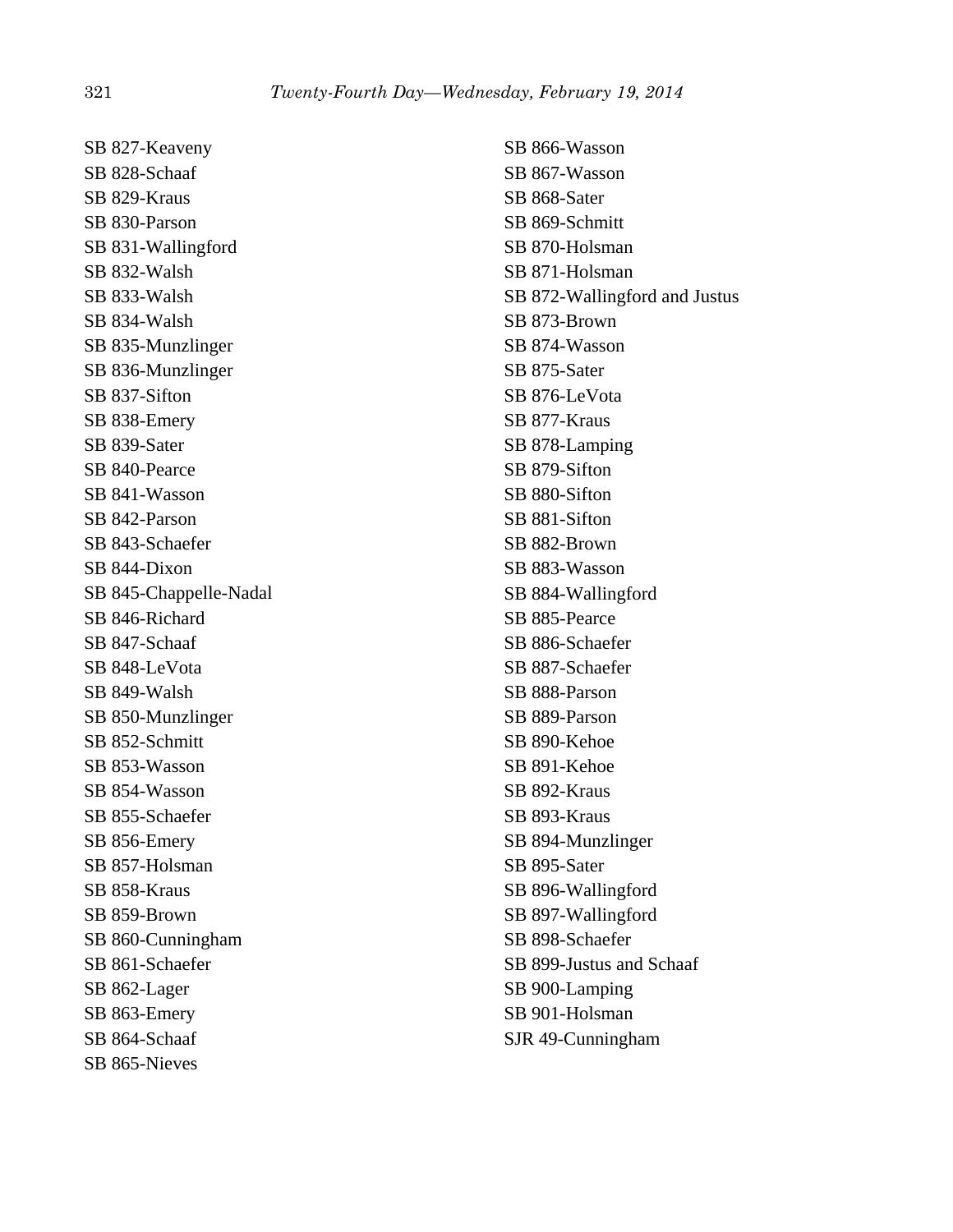SB 827-Keaveny
SB 828-Schaaf
SB 829-Kraus
SB 830-Parson
SB 831-Wallingford
SB 832-Walsh
SB 833-Walsh
SB 834-Walsh
SB 835-Munzlinger
SB 836-Munzlinger
SB 837-Sifton
SB 838-Emery
SB 839-Sater
SB 840-Pearce
SB 841-Wasson
SB 842-Parson
SB 843-Schaefer
SB 844-Dixon
SB 845-Chappelle-Nadal
SB 846-Richard
SB 847-Schaaf
SB 848-LeVota
SB 849-Walsh
SB 850-Munzlinger
SB 852-Schmitt
SB 853-Wasson
SB 854-Wasson
SB 855-Schaefer
SB 856-Emery
SB 857-Holsman
SB 858-Kraus
SB 859-Brown
SB 860-Cunningham
SB 861-Schaefer
SB 862-Lager
SB 863-Emery
SB 864-Schaaf
SB 865-Nieves
SB 866-Wasson
SB 867-Wasson
SB 868-Sater
SB 869-Schmitt
SB 870-Holsman
SB 871-Holsman
SB 872-Wallingford and Justus
SB 873-Brown
SB 874-Wasson
SB 875-Sater
SB 876-LeVota
SB 877-Kraus
SB 878-Lamping
SB 879-Sifton
SB 880-Sifton
SB 881-Sifton
SB 882-Brown
SB 883-Wasson
SB 884-Wallingford
SB 885-Pearce
SB 886-Schaefer
SB 887-Schaefer
SB 888-Parson
SB 889-Parson
SB 890-Kehoe
SB 891-Kehoe
SB 892-Kraus
SB 893-Kraus
SB 894-Munzlinger
SB 895-Sater
SB 896-Wallingford
SB 897-Wallingford
SB 898-Schaefer
SB 899-Justus and Schaaf
SB 900-Lamping
SB 901-Holsman
SJR 49-Cunningham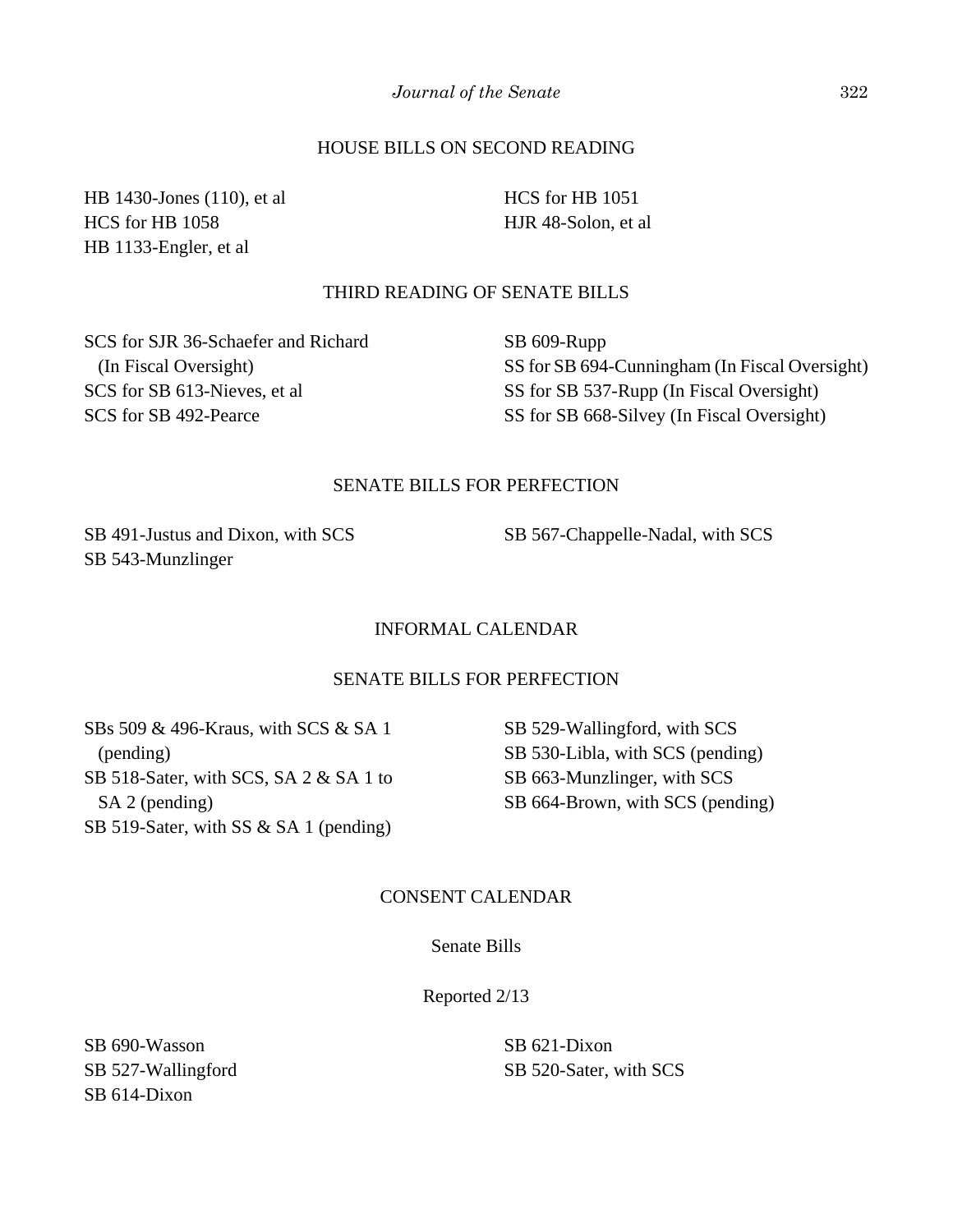## HOUSE BILLS ON SECOND READING

HB 1430-Jones (110), et al
HCS for HB 1058
HB 1133-Engler, et al
HCS for HB 1051
HJR 48-Solon, et al

## THIRD READING OF SENATE BILLS

SCS for SJR 36-Schaefer and Richard (In Fiscal Oversight)
SCS for SB 613-Nieves, et al
SCS for SB 492-Pearce
SB 609-Rupp
SS for SB 694-Cunningham (In Fiscal Oversight)
SS for SB 537-Rupp (In Fiscal Oversight)
SS for SB 668-Silvey (In Fiscal Oversight)

## SENATE BILLS FOR PERFECTION

SB 491-Justus and Dixon, with SCS
SB 543-Munzlinger
SB 567-Chappelle-Nadal, with SCS

## INFORMAL CALENDAR

### SENATE BILLS FOR PERFECTION

SBs 509 & 496-Kraus, with SCS & SA 1 (pending)
SB 518-Sater, with SCS, SA 2 & SA 1 to SA 2 (pending)
SB 519-Sater, with SS & SA 1 (pending)
SB 529-Wallingford, with SCS
SB 530-Libla, with SCS (pending)
SB 663-Munzlinger, with SCS
SB 664-Brown, with SCS (pending)

## CONSENT CALENDAR

### Senate Bills

Reported 2/13

SB 690-Wasson
SB 527-Wallingford
SB 614-Dixon
SB 621-Dixon
SB 520-Sater, with SCS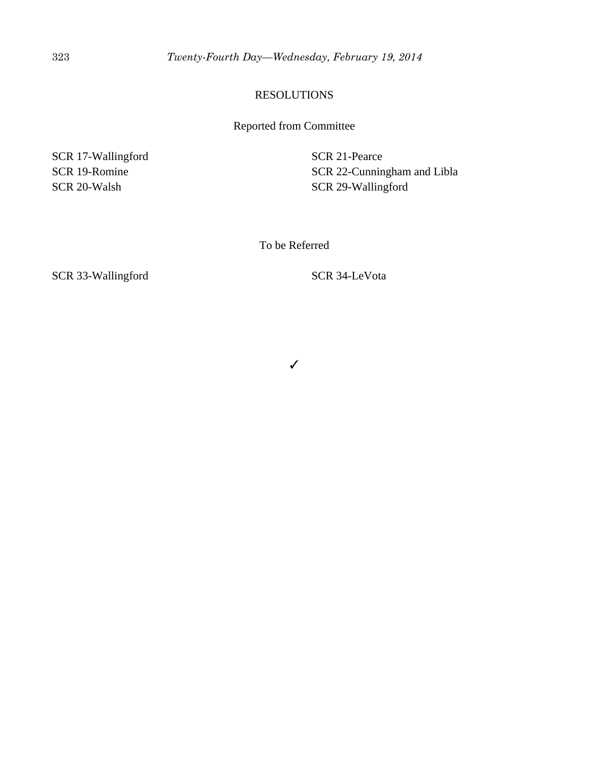## RESOLUTIONS

### Reported from Committee

SCR 17-Wallingford
SCR 19-Romine
SCR 20-Walsh
SCR 21-Pearce
SCR 22-Cunningham and Libla
SCR 29-Wallingford

### To be Referred

SCR 33-Wallingford
SCR 34-LeVota

✓